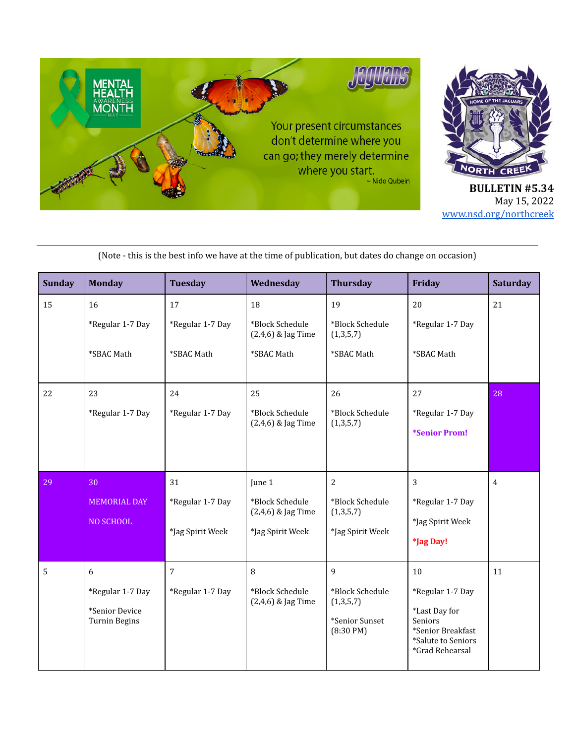MENTAL HEALTH AWARENESS MONTH — MAY

Jaguars

Your present circumstances don't determine where you can go; they merely determine where you start.
~ Nido Qubein

HOME OF THE JAGUARS — NORTH CREEK

**BULLETIN #5.34**
May 15, 2022
[www.nsd.org/northcreek](http://www.nsd.org/northcreek)

---

(Note - this is the best info we have at the time of publication, but dates do change on occasion)

| Sunday | Monday | Tuesday | Wednesday | Thursday | Friday | Saturday |
|---|---|---|---|---|---|---|
| 15 | 16<br>*Regular 1-7 Day<br>*SBAC Math | 17<br>*Regular 1-7 Day<br>*SBAC Math | 18<br>*Block Schedule (2,4,6) & Jag Time<br>*SBAC Math | 19<br>*Block Schedule (1,3,5,7)<br>*SBAC Math | 20<br>*Regular 1-7 Day<br>*SBAC Math | 21 |
| 22 | 23<br>*Regular 1-7 Day | 24<br>*Regular 1-7 Day | 25<br>*Block Schedule (2,4,6) & Jag Time | 26<br>*Block Schedule (1,3,5,7) | 27<br>*Regular 1-7 Day<br>**\*Senior Prom!** | 28 |
| 29 | 30<br>MEMORIAL DAY<br>NO SCHOOL | 31<br>*Regular 1-7 Day<br>*Jag Spirit Week | June 1<br>*Block Schedule (2,4,6) & Jag Time<br>*Jag Spirit Week | 2<br>*Block Schedule (1,3,5,7)<br>*Jag Spirit Week | 3<br>*Regular 1-7 Day<br>*Jag Spirit Week<br>**\*Jag Day!** | 4 |
| 5 | 6<br>*Regular 1-7 Day<br>*Senior Device Turnin Begins | 7<br>*Regular 1-7 Day | 8<br>*Block Schedule (2,4,6) & Jag Time | 9<br>*Block Schedule (1,3,5,7)<br>*Senior Sunset (8:30 PM) | 10<br>*Regular 1-7 Day<br>*Last Day for Seniors<br>*Senior Breakfast<br>*Salute to Seniors<br>*Grad Rehearsal | 11 |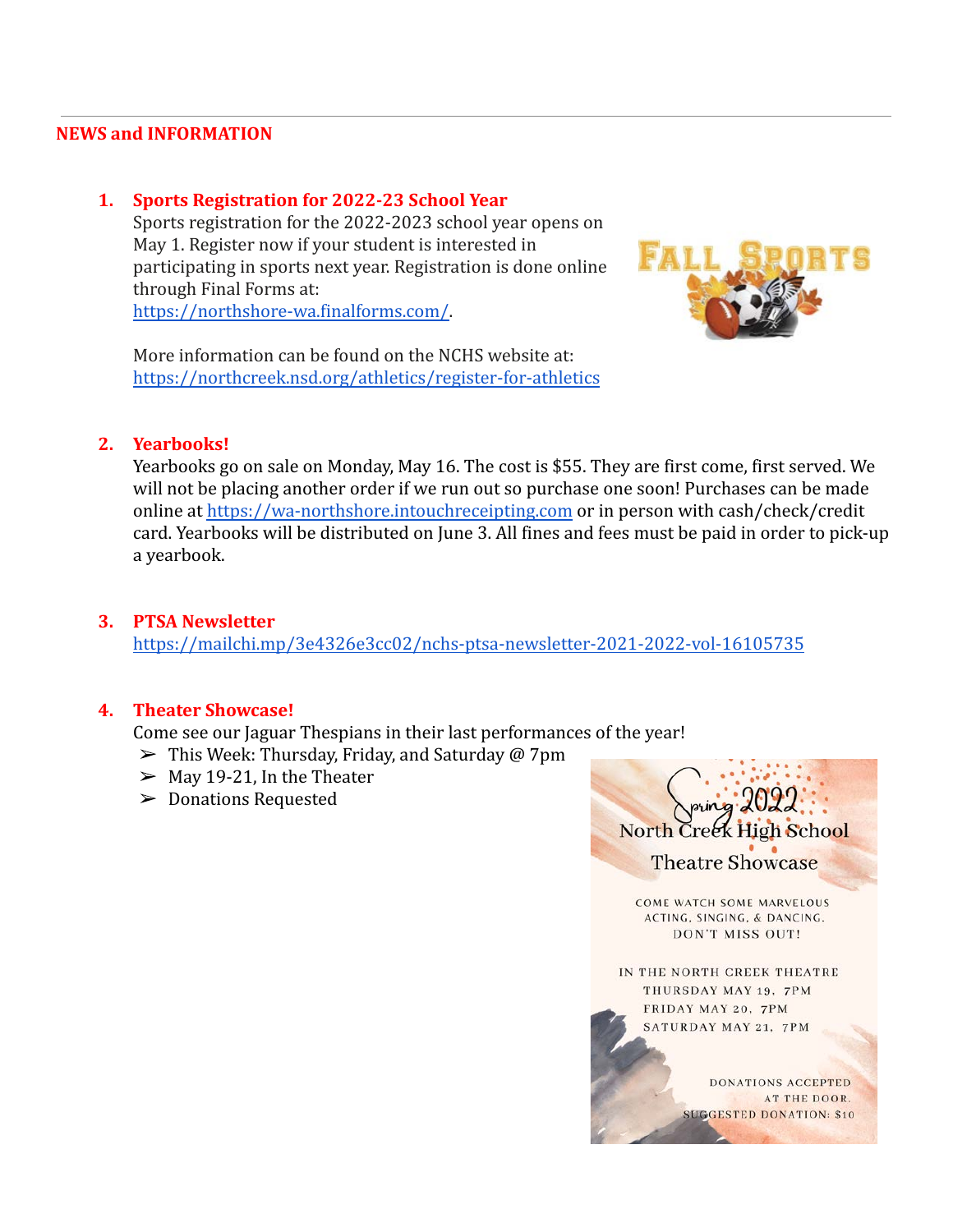## NEWS and INFORMATION

1. **Sports Registration for 2022-23 School Year**

   Sports registration for the 2022-2023 school year opens on May 1. Register now if your student is interested in participating in sports next year. Registration is done online through Final Forms at: https://northshore-wa.finalforms.com/.

   More information can be found on the NCHS website at: https://northcreek.nsd.org/athletics/register-for-athletics

2. **Yearbooks!**

   Yearbooks go on sale on Monday, May 16. The cost is $55. They are first come, first served. We will not be placing another order if we run out so purchase one soon! Purchases can be made online at https://wa-northshore.intouchreceipting.com or in person with cash/check/credit card. Yearbooks will be distributed on June 3. All fines and fees must be paid in order to pick-up a yearbook.

3. **PTSA Newsletter**

   https://mailchi.mp/3e4326e3cc02/nchs-ptsa-newsletter-2021-2022-vol-16105735

4. **Theater Showcase!**

   Come see our Jaguar Thespians in their last performances of the year!

   - This Week: Thursday, Friday, and Saturday @ 7pm
   - May 19-21, In the Theater
   - Donations Requested

Spring 2022
North Creek High School
Theatre Showcase

COME WATCH SOME MARVELOUS ACTING, SINGING, & DANCING. DON'T MISS OUT!

IN THE NORTH CREEK THEATRE
THURSDAY MAY 19, 7PM
FRIDAY MAY 20, 7PM
SATURDAY MAY 21, 7PM

DONATIONS ACCEPTED AT THE DOOR.
SUGGESTED DONATION: $10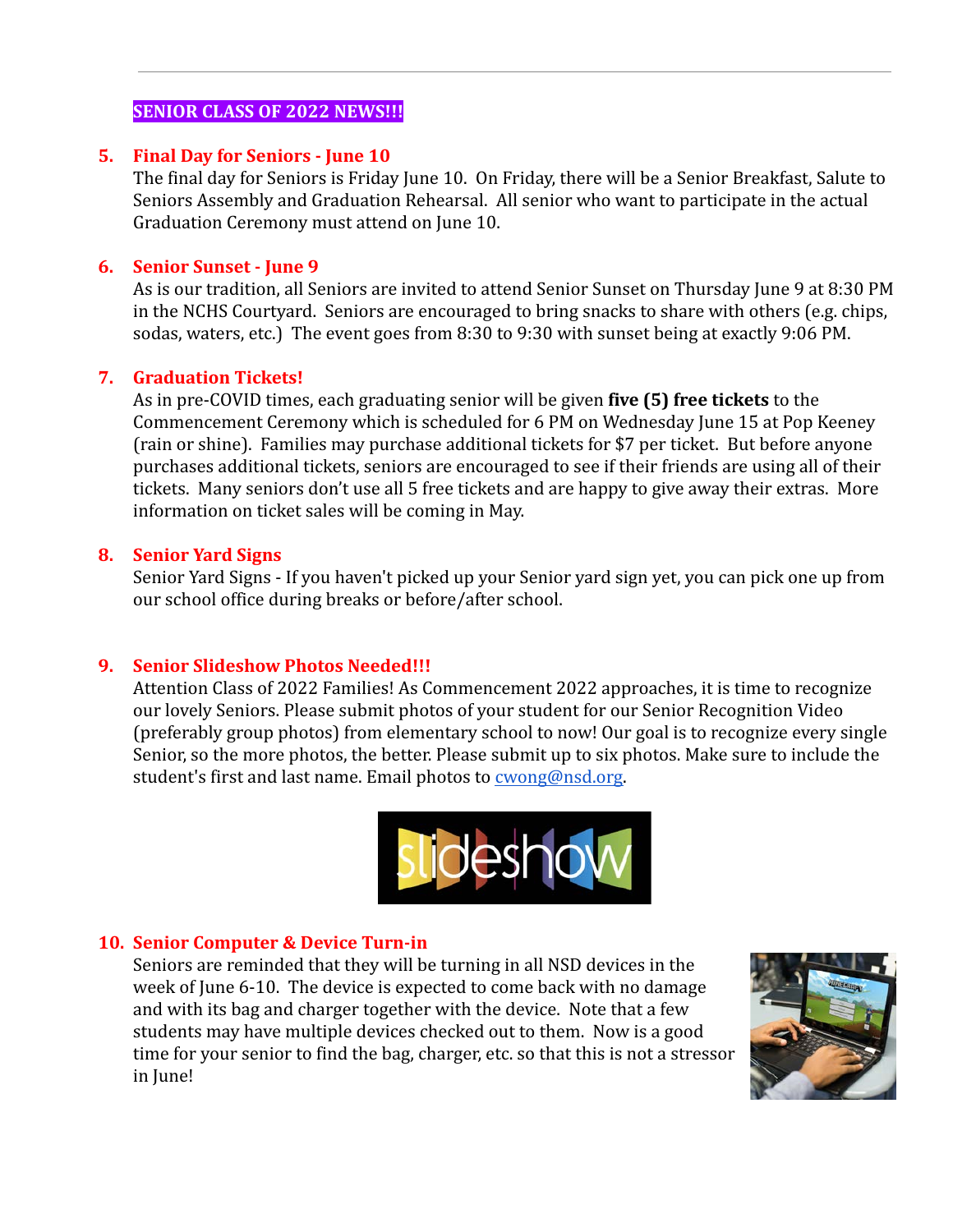**SENIOR CLASS OF 2022 NEWS!!!**

5. **Final Day for Seniors - June 10**
   The final day for Seniors is Friday June 10. On Friday, there will be a Senior Breakfast, Salute to Seniors Assembly and Graduation Rehearsal. All senior who want to participate in the actual Graduation Ceremony must attend on June 10.

6. **Senior Sunset - June 9**
   As is our tradition, all Seniors are invited to attend Senior Sunset on Thursday June 9 at 8:30 PM in the NCHS Courtyard. Seniors are encouraged to bring snacks to share with others (e.g. chips, sodas, waters, etc.) The event goes from 8:30 to 9:30 with sunset being at exactly 9:06 PM.

7. **Graduation Tickets!**
   As in pre-COVID times, each graduating senior will be given **five (5) free tickets** to the Commencement Ceremony which is scheduled for 6 PM on Wednesday June 15 at Pop Keeney (rain or shine). Families may purchase additional tickets for $7 per ticket. But before anyone purchases additional tickets, seniors are encouraged to see if their friends are using all of their tickets. Many seniors don't use all 5 free tickets and are happy to give away their extras. More information on ticket sales will be coming in May.

8. **Senior Yard Signs**
   Senior Yard Signs - If you haven't picked up your Senior yard sign yet, you can pick one up from our school office during breaks or before/after school.

9. **Senior Slideshow Photos Needed!!!**
   Attention Class of 2022 Families! As Commencement 2022 approaches, it is time to recognize our lovely Seniors. Please submit photos of your student for our Senior Recognition Video (preferably group photos) from elementary school to now! Our goal is to recognize every single Senior, so the more photos, the better. Please submit up to six photos. Make sure to include the student's first and last name. Email photos to [cwong@nsd.org](mailto:cwong@nsd.org).

10. **Senior Computer & Device Turn-in**
    Seniors are reminded that they will be turning in all NSD devices in the week of June 6-10. The device is expected to come back with no damage and with its bag and charger together with the device. Note that a few students may have multiple devices checked out to them. Now is a good time for your senior to find the bag, charger, etc. so that this is not a stressor in June!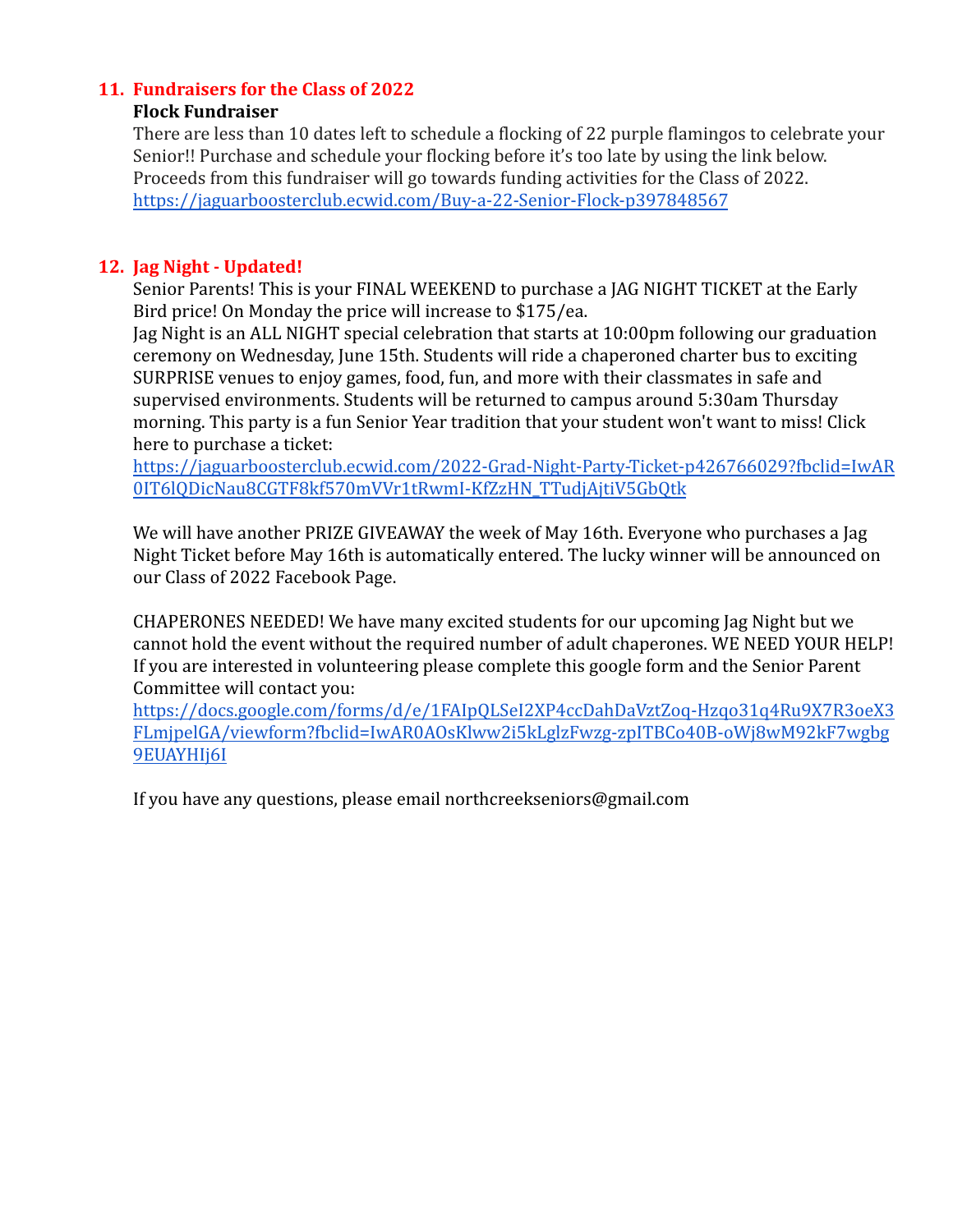## 11. Fundraisers for the Class of 2022

**Flock Fundraiser**

There are less than 10 dates left to schedule a flocking of 22 purple flamingos to celebrate your Senior!! Purchase and schedule your flocking before it's too late by using the link below. Proceeds from this fundraiser will go towards funding activities for the Class of 2022.
https://jaguarboosterclub.ecwid.com/Buy-a-22-Senior-Flock-p397848567

## 12. Jag Night - Updated!

Senior Parents! This is your FINAL WEEKEND to purchase a JAG NIGHT TICKET at the Early Bird price! On Monday the price will increase to $175/ea.

Jag Night is an ALL NIGHT special celebration that starts at 10:00pm following our graduation ceremony on Wednesday, June 15th. Students will ride a chaperoned charter bus to exciting SURPRISE venues to enjoy games, food, fun, and more with their classmates in safe and supervised environments. Students will be returned to campus around 5:30am Thursday morning. This party is a fun Senior Year tradition that your student won't want to miss! Click here to purchase a ticket:
https://jaguarboosterclub.ecwid.com/2022-Grad-Night-Party-Ticket-p426766029?fbclid=IwAR0IT6lQDicNau8CGTF8kf570mVVr1tRwmI-KfZzHN_TTudjAjtiV5GbQtk

We will have another PRIZE GIVEAWAY the week of May 16th. Everyone who purchases a Jag Night Ticket before May 16th is automatically entered. The lucky winner will be announced on our Class of 2022 Facebook Page.

CHAPERONES NEEDED! We have many excited students for our upcoming Jag Night but we cannot hold the event without the required number of adult chaperones. WE NEED YOUR HELP! If you are interested in volunteering please complete this google form and the Senior Parent Committee will contact you:
https://docs.google.com/forms/d/e/1FAIpQLSeI2XP4ccDahDaVztZoq-Hzqo31q4Ru9X7R3oeX3FLmjpelGA/viewform?fbclid=IwAR0AOsKlww2i5kLglzFwzg-zpITBCo40B-oWj8wM92kF7wgbg9EUAYHIj6I

If you have any questions, please email northcreekseniors@gmail.com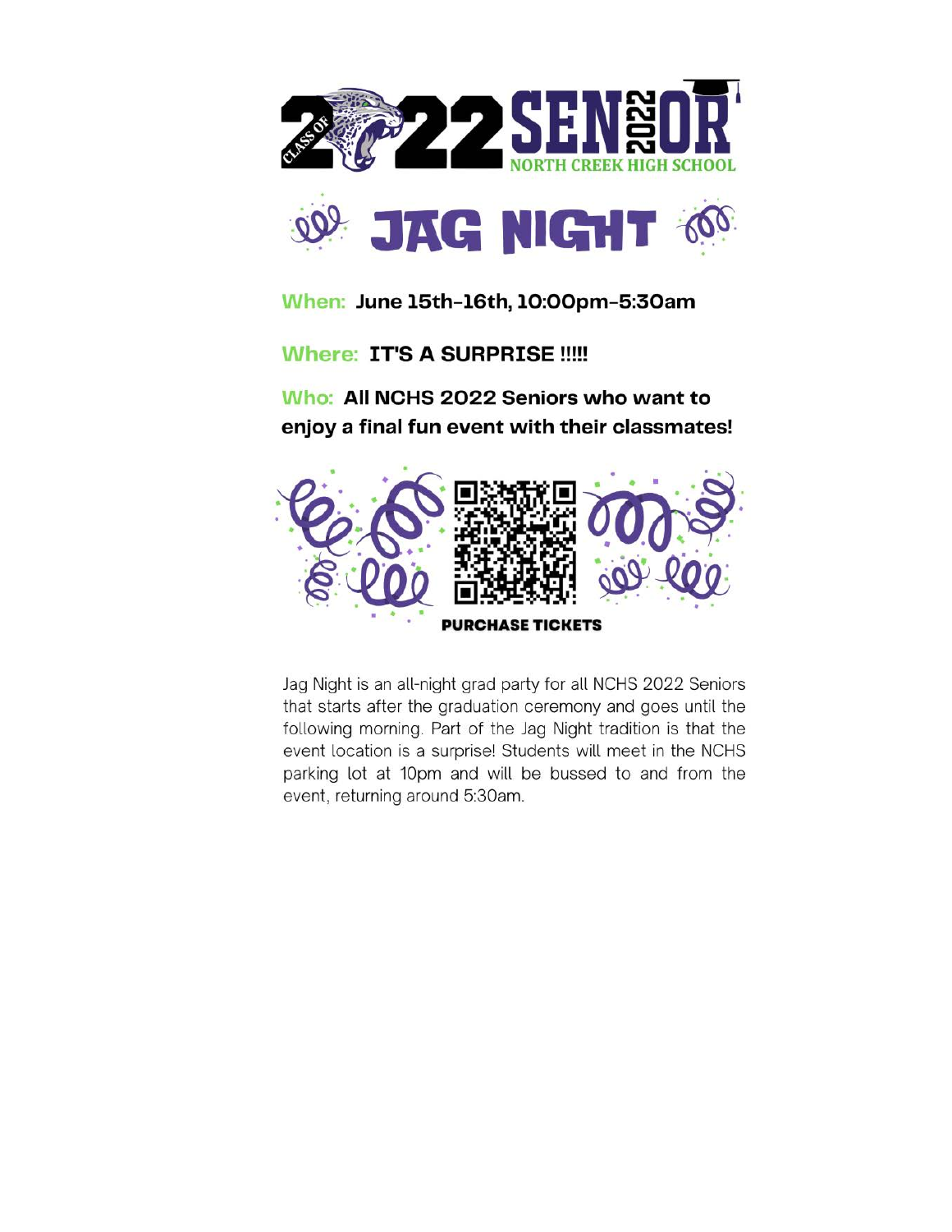# 2022 SENIOR

NORTH CREEK HIGH SCHOOL

CLASS OF 2022

# JAG NIGHT

**When:** **June 15th-16th, 10:00pm-5:30am**

**Where:** **IT'S A SURPRISE !!!!!**

**Who:** **All NCHS 2022 Seniors who want to enjoy a final fun event with their classmates!**

**PURCHASE TICKETS**

Jag Night is an all-night grad party for all NCHS 2022 Seniors that starts after the graduation ceremony and goes until the following morning. Part of the Jag Night tradition is that the event location is a surprise! Students will meet in the NCHS parking lot at 10pm and will be bussed to and from the event, returning around 5:30am.